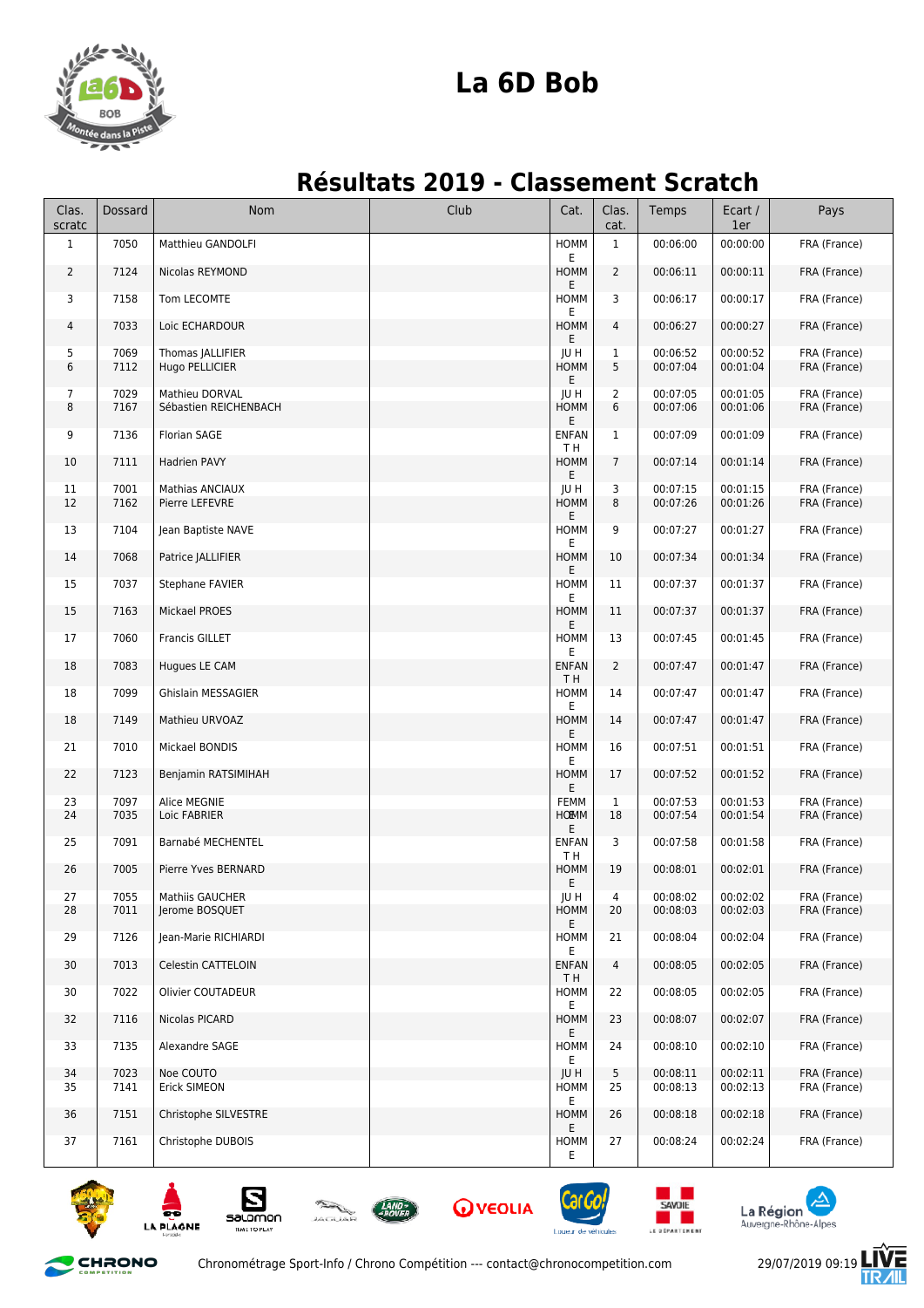# La 6D Bob

## Résultats 2019 - Classement Scratch

| Clas. scratc | Dossard | Nom | Club | Cat. | Clas. cat. | Temps | Ecart / 1er | Pays |
|---|---|---|---|---|---|---|---|---|
| 1 | 7050 | Matthieu GANDOLFI | | HOMME | 1 | 00:06:00 | 00:00:00 | FRA (France) |
| 2 | 7124 | Nicolas REYMOND | | HOMME | 2 | 00:06:11 | 00:00:11 | FRA (France) |
| 3 | 7158 | Tom LECOMTE | | HOMME | 3 | 00:06:17 | 00:00:17 | FRA (France) |
| 4 | 7033 | Loic ECHARDOUR | | HOMME | 4 | 00:06:27 | 00:00:27 | FRA (France) |
| 5 | 7069 | Thomas JALLIFIER | | JU H | 1 | 00:06:52 | 00:00:52 | FRA (France) |
| 6 | 7112 | Hugo PELLICIER | | HOMME | 5 | 00:07:04 | 00:01:04 | FRA (France) |
| 7 | 7029 | Mathieu DORVAL | | JU H | 2 | 00:07:05 | 00:01:05 | FRA (France) |
| 8 | 7167 | Sébastien REICHENBACH | | HOMME | 6 | 00:07:06 | 00:01:06 | FRA (France) |
| 9 | 7136 | Florian SAGE | | ENFANT H | 1 | 00:07:09 | 00:01:09 | FRA (France) |
| 10 | 7111 | Hadrien PAVY | | HOMME | 7 | 00:07:14 | 00:01:14 | FRA (France) |
| 11 | 7001 | Mathias ANCIAUX | | JU H | 3 | 00:07:15 | 00:01:15 | FRA (France) |
| 12 | 7162 | Pierre LEFEVRE | | HOMME | 8 | 00:07:26 | 00:01:26 | FRA (France) |
| 13 | 7104 | Jean Baptiste NAVE | | HOMME | 9 | 00:07:27 | 00:01:27 | FRA (France) |
| 14 | 7068 | Patrice JALLIFIER | | HOMME | 10 | 00:07:34 | 00:01:34 | FRA (France) |
| 15 | 7037 | Stephane FAVIER | | HOMME | 11 | 00:07:37 | 00:01:37 | FRA (France) |
| 15 | 7163 | Mickael PROES | | HOMME | 11 | 00:07:37 | 00:01:37 | FRA (France) |
| 17 | 7060 | Francis GILLET | | HOMME | 13 | 00:07:45 | 00:01:45 | FRA (France) |
| 18 | 7083 | Hugues LE CAM | | ENFANT H | 2 | 00:07:47 | 00:01:47 | FRA (France) |
| 18 | 7099 | Ghislain MESSAGIER | | HOMME | 14 | 00:07:47 | 00:01:47 | FRA (France) |
| 18 | 7149 | Mathieu URVOAZ | | HOMME | 14 | 00:07:47 | 00:01:47 | FRA (France) |
| 21 | 7010 | Mickael BONDIS | | HOMME | 16 | 00:07:51 | 00:01:51 | FRA (France) |
| 22 | 7123 | Benjamin RATSIMIHAH | | HOMME | 17 | 00:07:52 | 00:01:52 | FRA (France) |
| 23 | 7097 | Alice MEGNIE | | FEMME | 1 | 00:07:53 | 00:01:53 | FRA (France) |
| 24 | 7035 | Loic FABRIER | | HOMME | 18 | 00:07:54 | 00:01:54 | FRA (France) |
| 25 | 7091 | Barnabé MECHENTEL | | ENFANT H | 3 | 00:07:58 | 00:01:58 | FRA (France) |
| 26 | 7005 | Pierre Yves BERNARD | | HOMME | 19 | 00:08:01 | 00:02:01 | FRA (France) |
| 27 | 7055 | Mathiis GAUCHER | | JU H | 4 | 00:08:02 | 00:02:02 | FRA (France) |
| 28 | 7011 | Jerome BOSQUET | | HOMME | 20 | 00:08:03 | 00:02:03 | FRA (France) |
| 29 | 7126 | Jean-Marie RICHIARDI | | HOMME | 21 | 00:08:04 | 00:02:04 | FRA (France) |
| 30 | 7013 | Celestin CATTELOIN | | ENFANT H | 4 | 00:08:05 | 00:02:05 | FRA (France) |
| 30 | 7022 | Olivier COUTADEUR | | HOMME | 22 | 00:08:05 | 00:02:05 | FRA (France) |
| 32 | 7116 | Nicolas PICARD | | HOMME | 23 | 00:08:07 | 00:02:07 | FRA (France) |
| 33 | 7135 | Alexandre SAGE | | HOMME | 24 | 00:08:10 | 00:02:10 | FRA (France) |
| 34 | 7023 | Noe COUTO | | JU H | 5 | 00:08:11 | 00:02:11 | FRA (France) |
| 35 | 7141 | Erick SIMEON | | HOMME | 25 | 00:08:13 | 00:02:13 | FRA (France) |
| 36 | 7151 | Christophe SILVESTRE | | HOMME | 26 | 00:08:18 | 00:02:18 | FRA (France) |
| 37 | 7161 | Christophe DUBOIS | | HOMME | 27 | 00:08:24 | 00:02:24 | FRA (France) |

Chronométrage Sport-Info / Chrono Compétition --- contact@chronocompetition.com 29/07/2019 09:19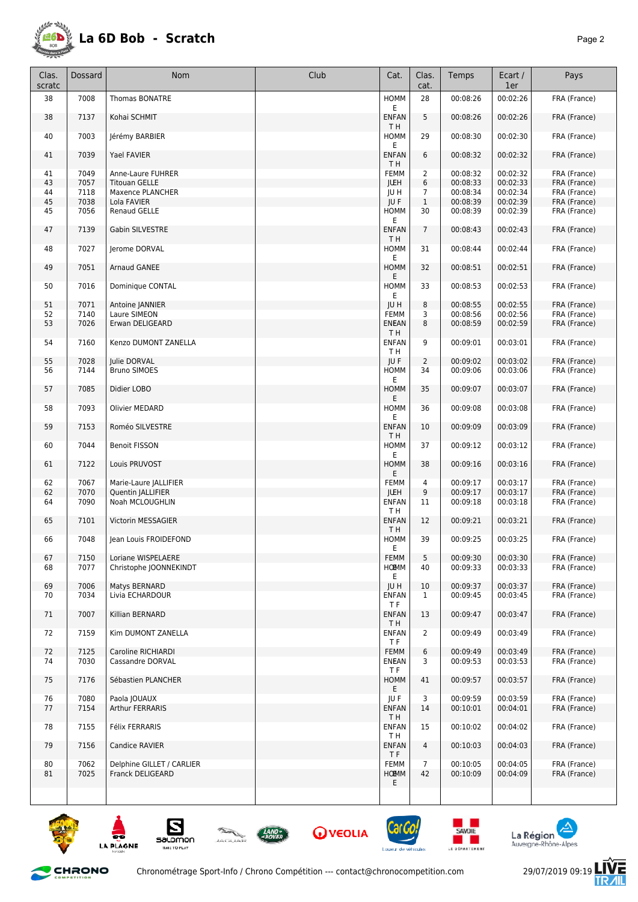# La 6D Bob - Scratch

| Clas. scratc | Dossard | Nom | Club | Cat. | Clas. cat. | Temps | Ecart / 1er | Pays |
|---|---|---|---|---|---|---|---|---|
| 38 | 7008 | Thomas BONATRE | | HOMME | 28 | 00:08:26 | 00:02:26 | FRA (France) |
| 38 | 7137 | Kohai SCHMIT | | ENFANT H | 5 | 00:08:26 | 00:02:26 | FRA (France) |
| 40 | 7003 | Jérémy BARBIER | | HOMME | 29 | 00:08:30 | 00:02:30 | FRA (France) |
| 41 | 7039 | Yael FAVIER | | ENFANT H | 6 | 00:08:32 | 00:02:32 | FRA (France) |
| 41 | 7049 | Anne-Laure FUHRER | | FEMM | 2 | 00:08:32 | 00:02:32 | FRA (France) |
| 43 | 7057 | Titouan GELLE | | JU H | 6 | 00:08:33 | 00:02:33 | FRA (France) |
| 44 | 7118 | Maxence PLANCHER | | JU H | 7 | 00:08:34 | 00:02:34 | FRA (France) |
| 45 | 7038 | Lola FAVIER | | JU F | 1 | 00:08:39 | 00:02:39 | FRA (France) |
| 45 | 7056 | Renaud GELLE | | HOMME | 30 | 00:08:39 | 00:02:39 | FRA (France) |
| 47 | 7139 | Gabin SILVESTRE | | ENFANT H | 7 | 00:08:43 | 00:02:43 | FRA (France) |
| 48 | 7027 | Jerome DORVAL | | HOMME | 31 | 00:08:44 | 00:02:44 | FRA (France) |
| 49 | 7051 | Arnaud GANEE | | HOMME | 32 | 00:08:51 | 00:02:51 | FRA (France) |
| 50 | 7016 | Dominique CONTAL | | HOMME | 33 | 00:08:53 | 00:02:53 | FRA (France) |
| 51 | 7071 | Antoine JANNIER | | JU H | 8 | 00:08:55 | 00:02:55 | FRA (France) |
| 52 | 7140 | Laure SIMEON | | FEMM | 3 | 00:08:56 | 00:02:56 | FRA (France) |
| 53 | 7026 | Erwan DELIGEARD | | ENFANT H | 8 | 00:08:59 | 00:02:59 | FRA (France) |
| 54 | 7160 | Kenzo DUMONT ZANELLA | | ENFANT H | 9 | 00:09:01 | 00:03:01 | FRA (France) |
| 55 | 7028 | Julie DORVAL | | JU F | 2 | 00:09:02 | 00:03:02 | FRA (France) |
| 56 | 7144 | Bruno SIMOES | | HOMME | 34 | 00:09:06 | 00:03:06 | FRA (France) |
| 57 | 7085 | Didier LOBO | | HOMME | 35 | 00:09:07 | 00:03:07 | FRA (France) |
| 58 | 7093 | Olivier MEDARD | | HOMME | 36 | 00:09:08 | 00:03:08 | FRA (France) |
| 59 | 7153 | Roméo SILVESTRE | | ENFANT H | 10 | 00:09:09 | 00:03:09 | FRA (France) |
| 60 | 7044 | Benoit FISSON | | HOMME | 37 | 00:09:12 | 00:03:12 | FRA (France) |
| 61 | 7122 | Louis PRUVOST | | HOMME | 38 | 00:09:16 | 00:03:16 | FRA (France) |
| 62 | 7067 | Marie-Laure JALLIFIER | | FEMM | 4 | 00:09:17 | 00:03:17 | FRA (France) |
| 62 | 7070 | Quentin JALLIFIER | | JU H | 9 | 00:09:17 | 00:03:17 | FRA (France) |
| 64 | 7090 | Noah MCLOUGHLIN | | ENFANT H | 11 | 00:09:18 | 00:03:18 | FRA (France) |
| 65 | 7101 | Victorin MESSAGIER | | ENFANT H | 12 | 00:09:21 | 00:03:21 | FRA (France) |
| 66 | 7048 | Jean Louis FROIDEFOND | | HOMME | 39 | 00:09:25 | 00:03:25 | FRA (France) |
| 67 | 7150 | Loriane WISPELAERE | | FEMM | 5 | 00:09:30 | 00:03:30 | FRA (France) |
| 68 | 7077 | Christophe JOONNEKINDT | | HOMME | 40 | 00:09:33 | 00:03:33 | FRA (France) |
| 69 | 7006 | Matys BERNARD | | JU H | 10 | 00:09:37 | 00:03:37 | FRA (France) |
| 70 | 7034 | Livia ECHARDOUR | | ENFANT F | 1 | 00:09:45 | 00:03:45 | FRA (France) |
| 71 | 7007 | Killian BERNARD | | ENFANT H | 13 | 00:09:47 | 00:03:47 | FRA (France) |
| 72 | 7159 | Kim DUMONT ZANELLA | | ENFANT F | 2 | 00:09:49 | 00:03:49 | FRA (France) |
| 72 | 7125 | Caroline RICHIARDI | | FEMM | 6 | 00:09:49 | 00:03:49 | FRA (France) |
| 74 | 7030 | Cassandre DORVAL | | ENFANT F | 3 | 00:09:53 | 00:03:53 | FRA (France) |
| 75 | 7176 | Sébastien PLANCHER | | HOMME | 41 | 00:09:57 | 00:03:57 | FRA (France) |
| 76 | 7080 | Paola JOUAUX | | JU F | 3 | 00:09:59 | 00:03:59 | FRA (France) |
| 77 | 7154 | Arthur FERRARIS | | ENFANT H | 14 | 00:10:01 | 00:04:01 | FRA (France) |
| 78 | 7155 | Félix FERRARIS | | ENFANT H | 15 | 00:10:02 | 00:04:02 | FRA (France) |
| 79 | 7156 | Candice RAVIER | | ENFANT F | 4 | 00:10:03 | 00:04:03 | FRA (France) |
| 80 | 7062 | Delphine GILLET / CARLIER | | FEMM | 7 | 00:10:05 | 00:04:05 | FRA (France) |
| 81 | 7025 | Franck DELIGEARD | | HOMME | 42 | 00:10:09 | 00:04:09 | FRA (France) |

Chronométrage Sport-Info / Chrono Compétition --- contact@chronocompetition.com 29/07/2019 09:19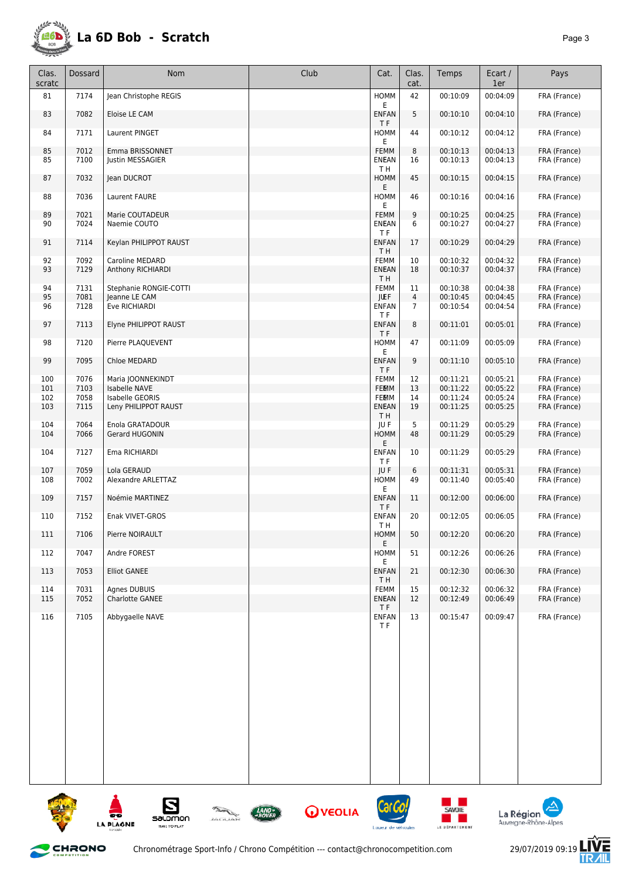# La 6D Bob - Scratch

| Clas. scratc | Dossard | Nom | Club | Cat. | Clas. cat. | Temps | Ecart / 1er | Pays |
|---|---|---|---|---|---|---|---|---|
| 81 | 7174 | Jean Christophe REGIS | | HOMME | 42 | 00:10:09 | 00:04:09 | FRA (France) |
| 83 | 7082 | Eloise LE CAM | | ENFANT F | 5 | 00:10:10 | 00:04:10 | FRA (France) |
| 84 | 7171 | Laurent PINGET | | HOMME | 44 | 00:10:12 | 00:04:12 | FRA (France) |
| 85 | 7012 | Emma BRISSONNET | | FEMM | 8 | 00:10:13 | 00:04:13 | FRA (France) |
| 85 | 7100 | Justin MESSAGIER | | ENFANT H | 16 | 00:10:13 | 00:04:13 | FRA (France) |
| 87 | 7032 | Jean DUCROT | | HOMME | 45 | 00:10:15 | 00:04:15 | FRA (France) |
| 88 | 7036 | Laurent FAURE | | HOMME | 46 | 00:10:16 | 00:04:16 | FRA (France) |
| 89 | 7021 | Marie COUTADEUR | | FEMM | 9 | 00:10:25 | 00:04:25 | FRA (France) |
| 90 | 7024 | Naemie COUTO | | ENFANT F | 6 | 00:10:27 | 00:04:27 | FRA (France) |
| 91 | 7114 | Keylan PHILIPPOT RAUST | | ENFANT H | 17 | 00:10:29 | 00:04:29 | FRA (France) |
| 92 | 7092 | Caroline MEDARD | | FEMM | 10 | 00:10:32 | 00:04:32 | FRA (France) |
| 93 | 7129 | Anthony RICHIARDI | | ENFANT H | 18 | 00:10:37 | 00:04:37 | FRA (France) |
| 94 | 7131 | Stephanie RONGIE-COTTI | | FEMM | 11 | 00:10:38 | 00:04:38 | FRA (France) |
| 95 | 7081 | Jeanne LE CAM | | JU F | 4 | 00:10:45 | 00:04:45 | FRA (France) |
| 96 | 7128 | Eve RICHIARDI | | ENFANT F | 7 | 00:10:54 | 00:04:54 | FRA (France) |
| 97 | 7113 | Elyne PHILIPPOT RAUST | | ENFANT F | 8 | 00:11:01 | 00:05:01 | FRA (France) |
| 98 | 7120 | Pierre PLAQUEVENT | | HOMME | 47 | 00:11:09 | 00:05:09 | FRA (France) |
| 99 | 7095 | Chloe MEDARD | | ENFANT F | 9 | 00:11:10 | 00:05:10 | FRA (France) |
| 100 | 7076 | Maria JOONNEKINDT | | FEMM | 12 | 00:11:21 | 00:05:21 | FRA (France) |
| 101 | 7103 | Isabelle NAVE | | FEMM | 13 | 00:11:22 | 00:05:22 | FRA (France) |
| 102 | 7058 | Isabelle GEORIS | | FEMM | 14 | 00:11:24 | 00:05:24 | FRA (France) |
| 103 | 7115 | Leny PHILIPPOT RAUST | | ENFANT H | 19 | 00:11:25 | 00:05:25 | FRA (France) |
| 104 | 7064 | Enola GRATADOUR | | JU F | 5 | 00:11:29 | 00:05:29 | FRA (France) |
| 104 | 7066 | Gerard HUGONIN | | HOMME | 48 | 00:11:29 | 00:05:29 | FRA (France) |
| 104 | 7127 | Ema RICHIARDI | | ENFANT F | 10 | 00:11:29 | 00:05:29 | FRA (France) |
| 107 | 7059 | Lola GERAUD | | JU F | 6 | 00:11:31 | 00:05:31 | FRA (France) |
| 108 | 7002 | Alexandre ARLETTAZ | | HOMME | 49 | 00:11:40 | 00:05:40 | FRA (France) |
| 109 | 7157 | Noémie MARTINEZ | | ENFANT F | 11 | 00:12:00 | 00:06:00 | FRA (France) |
| 110 | 7152 | Enak VIVET-GROS | | ENFANT H | 20 | 00:12:05 | 00:06:05 | FRA (France) |
| 111 | 7106 | Pierre NOIRAULT | | HOMME | 50 | 00:12:20 | 00:06:20 | FRA (France) |
| 112 | 7047 | Andre FOREST | | HOMME | 51 | 00:12:26 | 00:06:26 | FRA (France) |
| 113 | 7053 | Elliot GANEE | | ENFANT H | 21 | 00:12:30 | 00:06:30 | FRA (France) |
| 114 | 7031 | Agnes DUBUIS | | FEMM | 15 | 00:12:32 | 00:06:32 | FRA (France) |
| 115 | 7052 | Charlotte GANEE | | ENFANT F | 12 | 00:12:49 | 00:06:49 | FRA (France) |
| 116 | 7105 | Abbygaelle NAVE | | ENFANT F | 13 | 00:15:47 | 00:09:47 | FRA (France) |

Chronométrage Sport-Info / Chrono Compétition --- contact@chronocompetition.com

29/07/2019 09:19